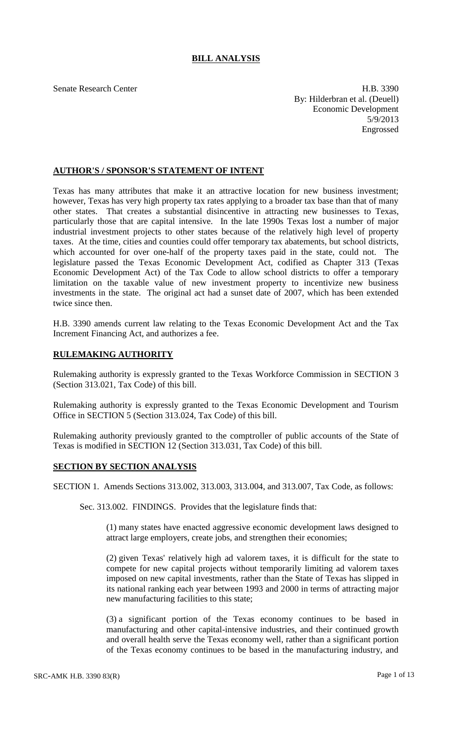# BILL ANALYSIS

Senate Research Center

H.B. 3390
By: Hilderbran et al. (Deuell)
Economic Development
5/9/2013
Engrossed

## AUTHOR'S / SPONSOR'S STATEMENT OF INTENT

Texas has many attributes that make it an attractive location for new business investment; however, Texas has very high property tax rates applying to a broader tax base than that of many other states. That creates a substantial disincentive in attracting new businesses to Texas, particularly those that are capital intensive. In the late 1990s Texas lost a number of major industrial investment projects to other states because of the relatively high level of property taxes. At the time, cities and counties could offer temporary tax abatements, but school districts, which accounted for over one-half of the property taxes paid in the state, could not. The legislature passed the Texas Economic Development Act, codified as Chapter 313 (Texas Economic Development Act) of the Tax Code to allow school districts to offer a temporary limitation on the taxable value of new investment property to incentivize new business investments in the state. The original act had a sunset date of 2007, which has been extended twice since then.

H.B. 3390 amends current law relating to the Texas Economic Development Act and the Tax Increment Financing Act, and authorizes a fee.

## RULEMAKING AUTHORITY

Rulemaking authority is expressly granted to the Texas Workforce Commission in SECTION 3 (Section 313.021, Tax Code) of this bill.

Rulemaking authority is expressly granted to the Texas Economic Development and Tourism Office in SECTION 5 (Section 313.024, Tax Code) of this bill.

Rulemaking authority previously granted to the comptroller of public accounts of the State of Texas is modified in SECTION 12 (Section 313.031, Tax Code) of this bill.

## SECTION BY SECTION ANALYSIS

SECTION 1. Amends Sections 313.002, 313.003, 313.004, and 313.007, Tax Code, as follows:

Sec. 313.002. FINDINGS. Provides that the legislature finds that:

(1) many states have enacted aggressive economic development laws designed to attract large employers, create jobs, and strengthen their economies;

(2) given Texas' relatively high ad valorem taxes, it is difficult for the state to compete for new capital projects without temporarily limiting ad valorem taxes imposed on new capital investments, rather than the State of Texas has slipped in its national ranking each year between 1993 and 2000 in terms of attracting major new manufacturing facilities to this state;

(3) a significant portion of the Texas economy continues to be based in manufacturing and other capital-intensive industries, and their continued growth and overall health serve the Texas economy well, rather than a significant portion of the Texas economy continues to be based in the manufacturing industry, and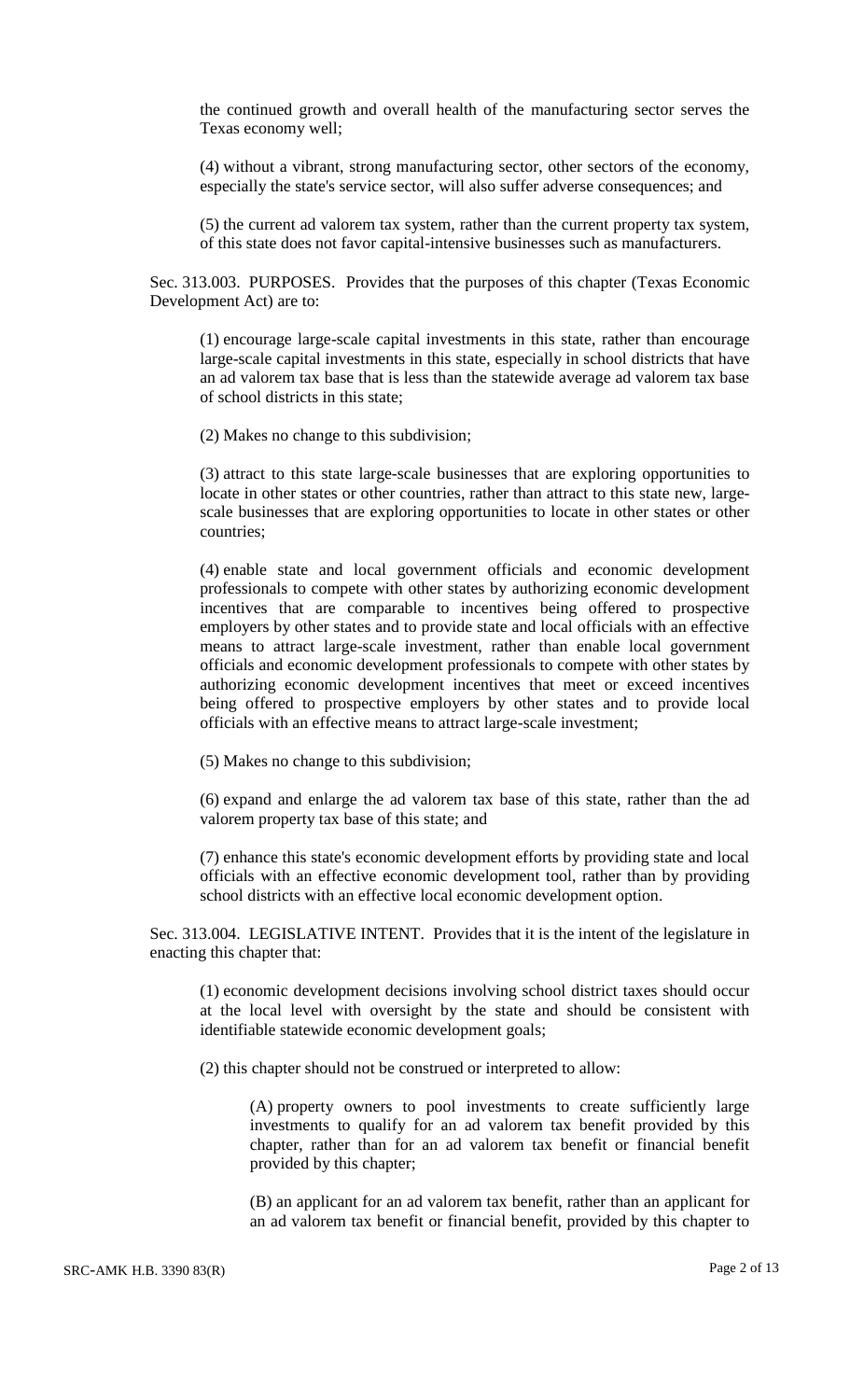the continued growth and overall health of the manufacturing sector serves the Texas economy well;

(4) without a vibrant, strong manufacturing sector, other sectors of the economy, especially the state's service sector, will also suffer adverse consequences; and

(5) the current ad valorem tax system, rather than the current property tax system, of this state does not favor capital-intensive businesses such as manufacturers.

Sec. 313.003. PURPOSES. Provides that the purposes of this chapter (Texas Economic Development Act) are to:

(1) encourage large-scale capital investments in this state, rather than encourage large-scale capital investments in this state, especially in school districts that have an ad valorem tax base that is less than the statewide average ad valorem tax base of school districts in this state;

(2) Makes no change to this subdivision;

(3) attract to this state large-scale businesses that are exploring opportunities to locate in other states or other countries, rather than attract to this state new, large-scale businesses that are exploring opportunities to locate in other states or other countries;

(4) enable state and local government officials and economic development professionals to compete with other states by authorizing economic development incentives that are comparable to incentives being offered to prospective employers by other states and to provide state and local officials with an effective means to attract large-scale investment, rather than enable local government officials and economic development professionals to compete with other states by authorizing economic development incentives that meet or exceed incentives being offered to prospective employers by other states and to provide local officials with an effective means to attract large-scale investment;

(5) Makes no change to this subdivision;

(6) expand and enlarge the ad valorem tax base of this state, rather than the ad valorem property tax base of this state; and

(7) enhance this state's economic development efforts by providing state and local officials with an effective economic development tool, rather than by providing school districts with an effective local economic development option.

Sec. 313.004. LEGISLATIVE INTENT. Provides that it is the intent of the legislature in enacting this chapter that:

(1) economic development decisions involving school district taxes should occur at the local level with oversight by the state and should be consistent with identifiable statewide economic development goals;

(2) this chapter should not be construed or interpreted to allow:

(A) property owners to pool investments to create sufficiently large investments to qualify for an ad valorem tax benefit provided by this chapter, rather than for an ad valorem tax benefit or financial benefit provided by this chapter;

(B) an applicant for an ad valorem tax benefit, rather than an applicant for an ad valorem tax benefit or financial benefit, provided by this chapter to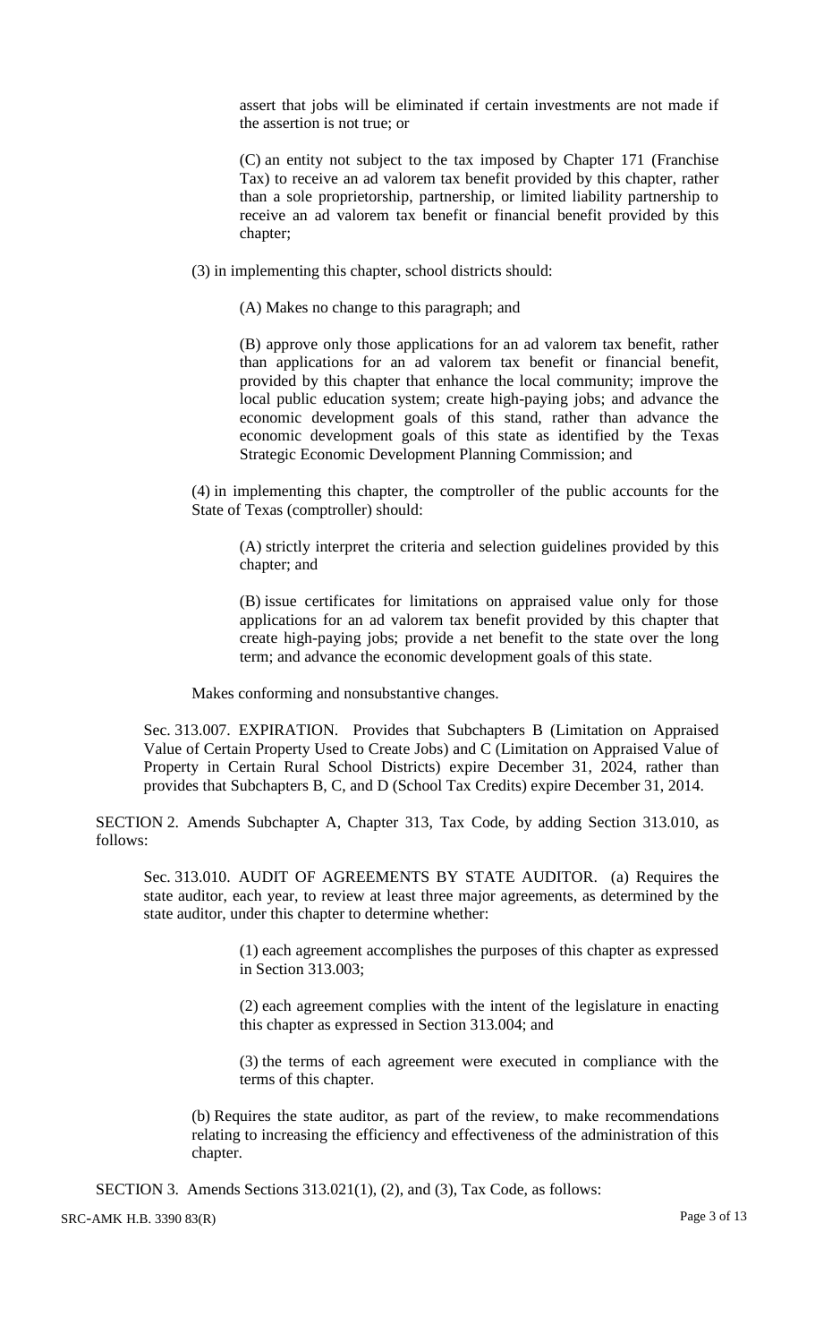assert that jobs will be eliminated if certain investments are not made if the assertion is not true; or

(C) an entity not subject to the tax imposed by Chapter 171 (Franchise Tax) to receive an ad valorem tax benefit provided by this chapter, rather than a sole proprietorship, partnership, or limited liability partnership to receive an ad valorem tax benefit or financial benefit provided by this chapter;

(3) in implementing this chapter, school districts should:

(A) Makes no change to this paragraph; and

(B) approve only those applications for an ad valorem tax benefit, rather than applications for an ad valorem tax benefit or financial benefit, provided by this chapter that enhance the local community; improve the local public education system; create high-paying jobs; and advance the economic development goals of this stand, rather than advance the economic development goals of this state as identified by the Texas Strategic Economic Development Planning Commission; and

(4) in implementing this chapter, the comptroller of the public accounts for the State of Texas (comptroller) should:

(A) strictly interpret the criteria and selection guidelines provided by this chapter; and

(B) issue certificates for limitations on appraised value only for those applications for an ad valorem tax benefit provided by this chapter that create high-paying jobs; provide a net benefit to the state over the long term; and advance the economic development goals of this state.

Makes conforming and nonsubstantive changes.

Sec. 313.007. EXPIRATION. Provides that Subchapters B (Limitation on Appraised Value of Certain Property Used to Create Jobs) and C (Limitation on Appraised Value of Property in Certain Rural School Districts) expire December 31, 2024, rather than provides that Subchapters B, C, and D (School Tax Credits) expire December 31, 2014.

SECTION 2. Amends Subchapter A, Chapter 313, Tax Code, by adding Section 313.010, as follows:

Sec. 313.010. AUDIT OF AGREEMENTS BY STATE AUDITOR. (a) Requires the state auditor, each year, to review at least three major agreements, as determined by the state auditor, under this chapter to determine whether:

(1) each agreement accomplishes the purposes of this chapter as expressed in Section 313.003;

(2) each agreement complies with the intent of the legislature in enacting this chapter as expressed in Section 313.004; and

(3) the terms of each agreement were executed in compliance with the terms of this chapter.

(b) Requires the state auditor, as part of the review, to make recommendations relating to increasing the efficiency and effectiveness of the administration of this chapter.

SECTION 3. Amends Sections 313.021(1), (2), and (3), Tax Code, as follows: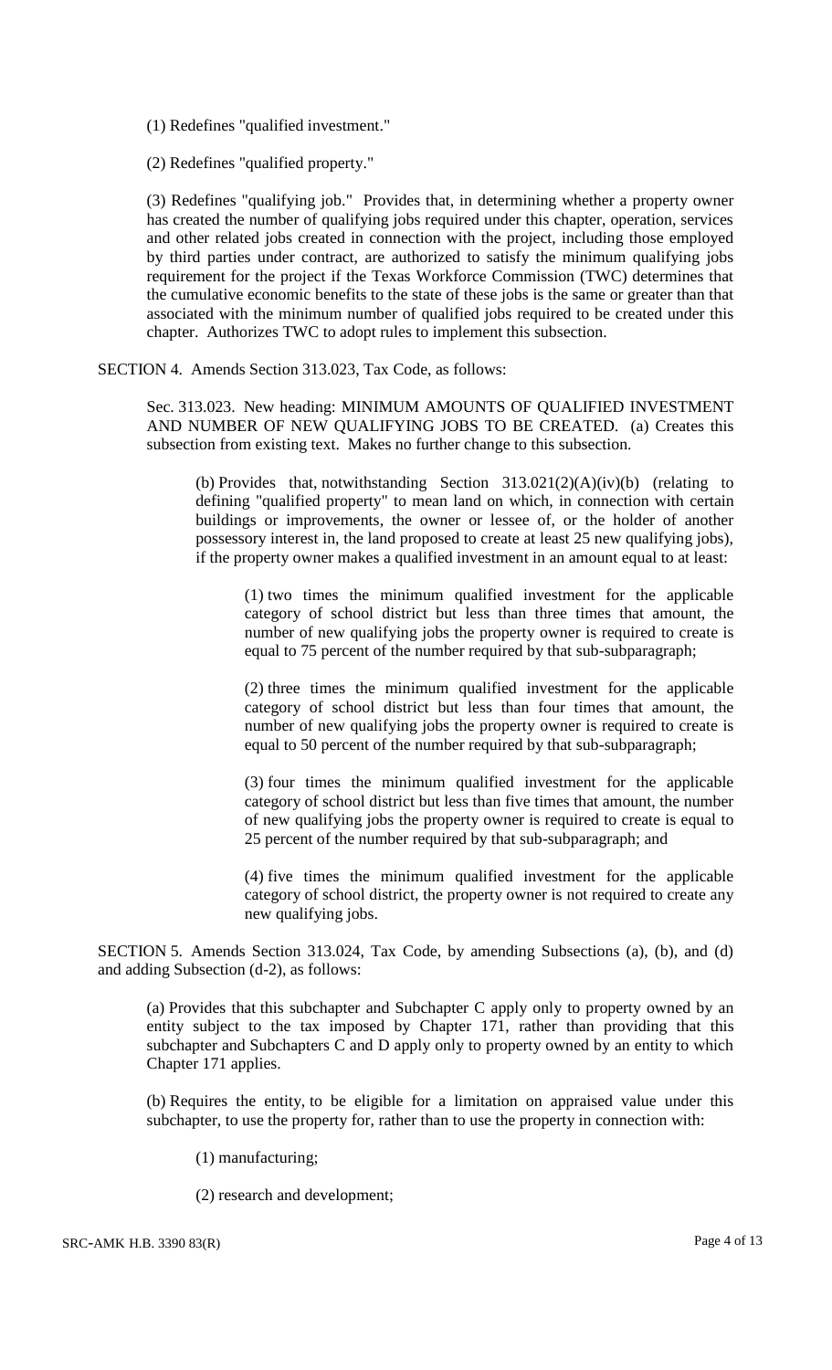(1) Redefines "qualified investment."

(2) Redefines "qualified property."

(3) Redefines "qualifying job." Provides that, in determining whether a property owner has created the number of qualifying jobs required under this chapter, operation, services and other related jobs created in connection with the project, including those employed by third parties under contract, are authorized to satisfy the minimum qualifying jobs requirement for the project if the Texas Workforce Commission (TWC) determines that the cumulative economic benefits to the state of these jobs is the same or greater than that associated with the minimum number of qualified jobs required to be created under this chapter. Authorizes TWC to adopt rules to implement this subsection.

SECTION 4. Amends Section 313.023, Tax Code, as follows:

Sec. 313.023. New heading: MINIMUM AMOUNTS OF QUALIFIED INVESTMENT AND NUMBER OF NEW QUALIFYING JOBS TO BE CREATED. (a) Creates this subsection from existing text. Makes no further change to this subsection.

(b) Provides that, notwithstanding Section 313.021(2)(A)(iv)(b) (relating to defining "qualified property" to mean land on which, in connection with certain buildings or improvements, the owner or lessee of, or the holder of another possessory interest in, the land proposed to create at least 25 new qualifying jobs), if the property owner makes a qualified investment in an amount equal to at least:

(1) two times the minimum qualified investment for the applicable category of school district but less than three times that amount, the number of new qualifying jobs the property owner is required to create is equal to 75 percent of the number required by that sub-subparagraph;

(2) three times the minimum qualified investment for the applicable category of school district but less than four times that amount, the number of new qualifying jobs the property owner is required to create is equal to 50 percent of the number required by that sub-subparagraph;

(3) four times the minimum qualified investment for the applicable category of school district but less than five times that amount, the number of new qualifying jobs the property owner is required to create is equal to 25 percent of the number required by that sub-subparagraph; and

(4) five times the minimum qualified investment for the applicable category of school district, the property owner is not required to create any new qualifying jobs.

SECTION 5. Amends Section 313.024, Tax Code, by amending Subsections (a), (b), and (d) and adding Subsection (d-2), as follows:

(a) Provides that this subchapter and Subchapter C apply only to property owned by an entity subject to the tax imposed by Chapter 171, rather than providing that this subchapter and Subchapters C and D apply only to property owned by an entity to which Chapter 171 applies.

(b) Requires the entity, to be eligible for a limitation on appraised value under this subchapter, to use the property for, rather than to use the property in connection with:

(1) manufacturing;

(2) research and development;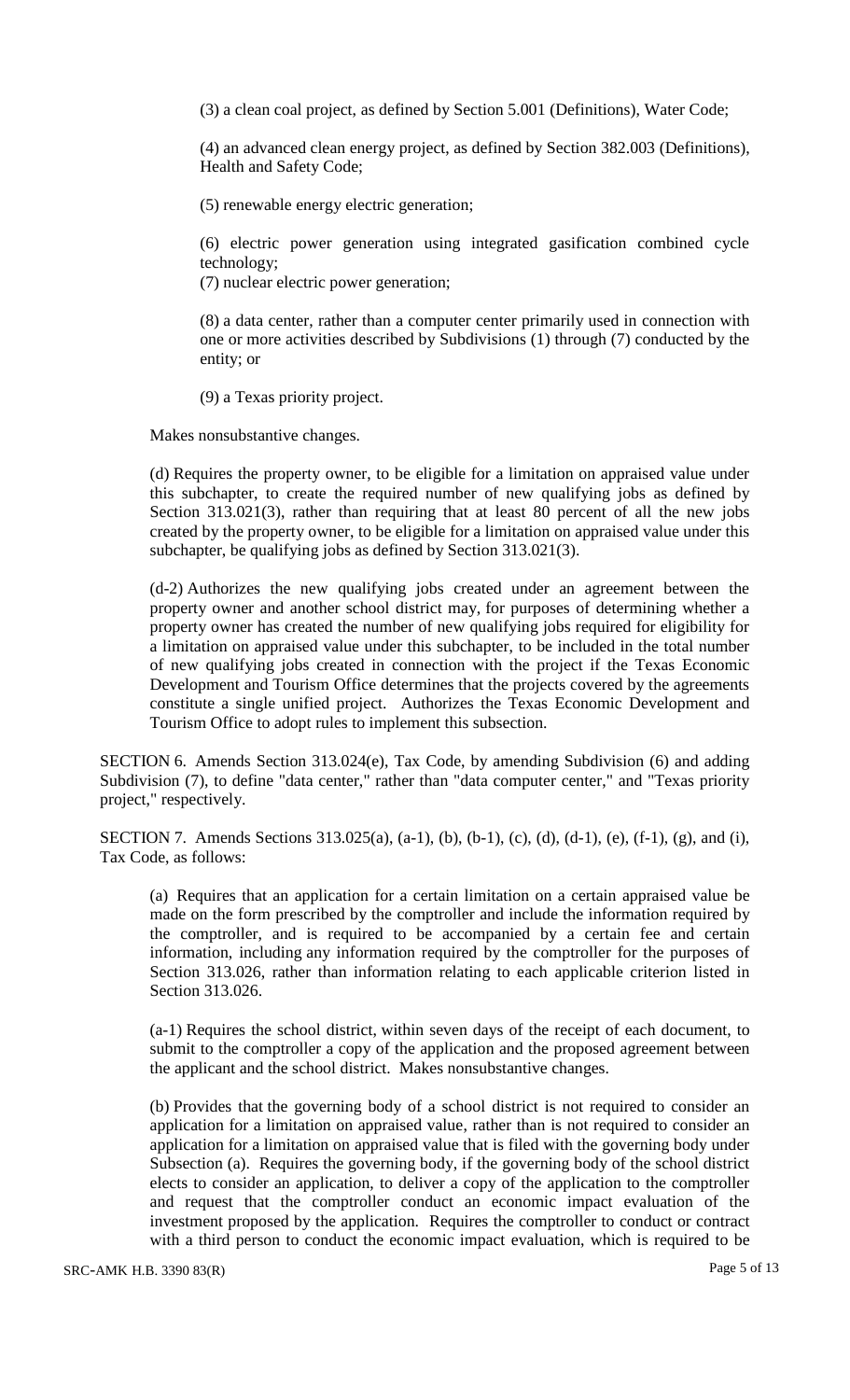(3) a clean coal project, as defined by Section 5.001 (Definitions), Water Code;

(4) an advanced clean energy project, as defined by Section 382.003 (Definitions), Health and Safety Code;

(5) renewable energy electric generation;

(6) electric power generation using integrated gasification combined cycle technology;

(7) nuclear electric power generation;

(8) a data center, rather than a computer center primarily used in connection with one or more activities described by Subdivisions (1) through (7) conducted by the entity; or

(9) a Texas priority project.

Makes nonsubstantive changes.

(d) Requires the property owner, to be eligible for a limitation on appraised value under this subchapter, to create the required number of new qualifying jobs as defined by Section 313.021(3), rather than requiring that at least 80 percent of all the new jobs created by the property owner, to be eligible for a limitation on appraised value under this subchapter, be qualifying jobs as defined by Section 313.021(3).

(d-2) Authorizes the new qualifying jobs created under an agreement between the property owner and another school district may, for purposes of determining whether a property owner has created the number of new qualifying jobs required for eligibility for a limitation on appraised value under this subchapter, to be included in the total number of new qualifying jobs created in connection with the project if the Texas Economic Development and Tourism Office determines that the projects covered by the agreements constitute a single unified project. Authorizes the Texas Economic Development and Tourism Office to adopt rules to implement this subsection.

SECTION 6. Amends Section 313.024(e), Tax Code, by amending Subdivision (6) and adding Subdivision (7), to define "data center," rather than "data computer center," and "Texas priority project," respectively.

SECTION 7. Amends Sections 313.025(a), (a-1), (b), (b-1), (c), (d), (d-1), (e), (f-1), (g), and (i), Tax Code, as follows:

(a) Requires that an application for a certain limitation on a certain appraised value be made on the form prescribed by the comptroller and include the information required by the comptroller, and is required to be accompanied by a certain fee and certain information, including any information required by the comptroller for the purposes of Section 313.026, rather than information relating to each applicable criterion listed in Section 313.026.

(a-1) Requires the school district, within seven days of the receipt of each document, to submit to the comptroller a copy of the application and the proposed agreement between the applicant and the school district. Makes nonsubstantive changes.

(b) Provides that the governing body of a school district is not required to consider an application for a limitation on appraised value, rather than is not required to consider an application for a limitation on appraised value that is filed with the governing body under Subsection (a). Requires the governing body, if the governing body of the school district elects to consider an application, to deliver a copy of the application to the comptroller and request that the comptroller conduct an economic impact evaluation of the investment proposed by the application. Requires the comptroller to conduct or contract with a third person to conduct the economic impact evaluation, which is required to be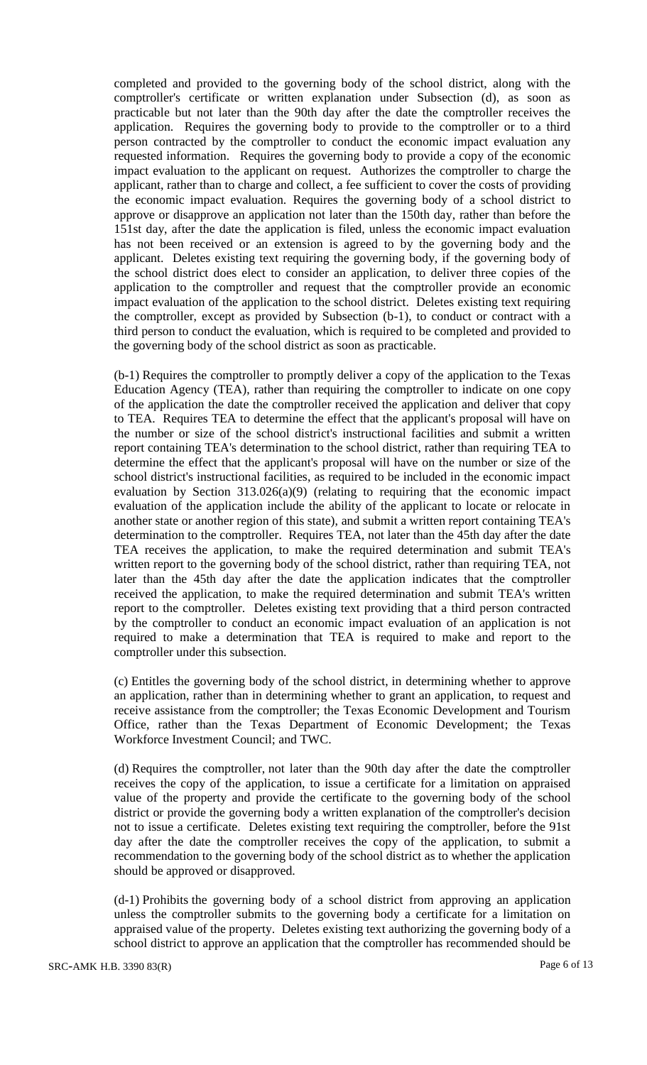completed and provided to the governing body of the school district, along with the comptroller's certificate or written explanation under Subsection (d), as soon as practicable but not later than the 90th day after the date the comptroller receives the application. Requires the governing body to provide to the comptroller or to a third person contracted by the comptroller to conduct the economic impact evaluation any requested information. Requires the governing body to provide a copy of the economic impact evaluation to the applicant on request. Authorizes the comptroller to charge the applicant, rather than to charge and collect, a fee sufficient to cover the costs of providing the economic impact evaluation. Requires the governing body of a school district to approve or disapprove an application not later than the 150th day, rather than before the 151st day, after the date the application is filed, unless the economic impact evaluation has not been received or an extension is agreed to by the governing body and the applicant. Deletes existing text requiring the governing body, if the governing body of the school district does elect to consider an application, to deliver three copies of the application to the comptroller and request that the comptroller provide an economic impact evaluation of the application to the school district. Deletes existing text requiring the comptroller, except as provided by Subsection (b-1), to conduct or contract with a third person to conduct the evaluation, which is required to be completed and provided to the governing body of the school district as soon as practicable.

(b-1) Requires the comptroller to promptly deliver a copy of the application to the Texas Education Agency (TEA), rather than requiring the comptroller to indicate on one copy of the application the date the comptroller received the application and deliver that copy to TEA. Requires TEA to determine the effect that the applicant's proposal will have on the number or size of the school district's instructional facilities and submit a written report containing TEA's determination to the school district, rather than requiring TEA to determine the effect that the applicant's proposal will have on the number or size of the school district's instructional facilities, as required to be included in the economic impact evaluation by Section 313.026(a)(9) (relating to requiring that the economic impact evaluation of the application include the ability of the applicant to locate or relocate in another state or another region of this state), and submit a written report containing TEA's determination to the comptroller. Requires TEA, not later than the 45th day after the date TEA receives the application, to make the required determination and submit TEA's written report to the governing body of the school district, rather than requiring TEA, not later than the 45th day after the date the application indicates that the comptroller received the application, to make the required determination and submit TEA's written report to the comptroller. Deletes existing text providing that a third person contracted by the comptroller to conduct an economic impact evaluation of an application is not required to make a determination that TEA is required to make and report to the comptroller under this subsection.

(c) Entitles the governing body of the school district, in determining whether to approve an application, rather than in determining whether to grant an application, to request and receive assistance from the comptroller; the Texas Economic Development and Tourism Office, rather than the Texas Department of Economic Development; the Texas Workforce Investment Council; and TWC.

(d) Requires the comptroller, not later than the 90th day after the date the comptroller receives the copy of the application, to issue a certificate for a limitation on appraised value of the property and provide the certificate to the governing body of the school district or provide the governing body a written explanation of the comptroller's decision not to issue a certificate. Deletes existing text requiring the comptroller, before the 91st day after the date the comptroller receives the copy of the application, to submit a recommendation to the governing body of the school district as to whether the application should be approved or disapproved.

(d-1) Prohibits the governing body of a school district from approving an application unless the comptroller submits to the governing body a certificate for a limitation on appraised value of the property. Deletes existing text authorizing the governing body of a school district to approve an application that the comptroller has recommended should be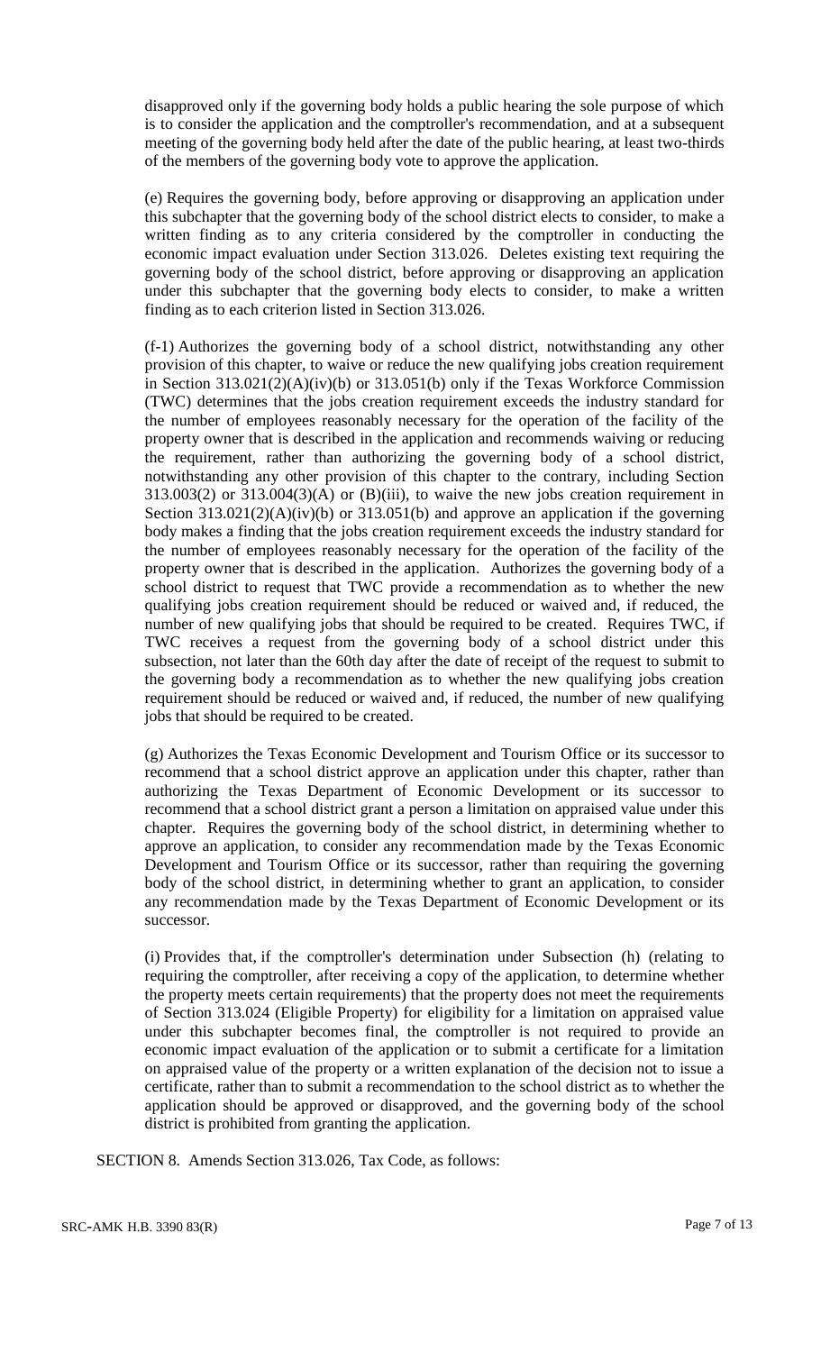disapproved only if the governing body holds a public hearing the sole purpose of which is to consider the application and the comptroller's recommendation, and at a subsequent meeting of the governing body held after the date of the public hearing, at least two-thirds of the members of the governing body vote to approve the application.

(e) Requires the governing body, before approving or disapproving an application under this subchapter that the governing body of the school district elects to consider, to make a written finding as to any criteria considered by the comptroller in conducting the economic impact evaluation under Section 313.026. Deletes existing text requiring the governing body of the school district, before approving or disapproving an application under this subchapter that the governing body elects to consider, to make a written finding as to each criterion listed in Section 313.026.

(f-1) Authorizes the governing body of a school district, notwithstanding any other provision of this chapter, to waive or reduce the new qualifying jobs creation requirement in Section 313.021(2)(A)(iv)(b) or 313.051(b) only if the Texas Workforce Commission (TWC) determines that the jobs creation requirement exceeds the industry standard for the number of employees reasonably necessary for the operation of the facility of the property owner that is described in the application and recommends waiving or reducing the requirement, rather than authorizing the governing body of a school district, notwithstanding any other provision of this chapter to the contrary, including Section 313.003(2) or 313.004(3)(A) or (B)(iii), to waive the new jobs creation requirement in Section 313.021(2)(A)(iv)(b) or 313.051(b) and approve an application if the governing body makes a finding that the jobs creation requirement exceeds the industry standard for the number of employees reasonably necessary for the operation of the facility of the property owner that is described in the application. Authorizes the governing body of a school district to request that TWC provide a recommendation as to whether the new qualifying jobs creation requirement should be reduced or waived and, if reduced, the number of new qualifying jobs that should be required to be created. Requires TWC, if TWC receives a request from the governing body of a school district under this subsection, not later than the 60th day after the date of receipt of the request to submit to the governing body a recommendation as to whether the new qualifying jobs creation requirement should be reduced or waived and, if reduced, the number of new qualifying jobs that should be required to be created.

(g) Authorizes the Texas Economic Development and Tourism Office or its successor to recommend that a school district approve an application under this chapter, rather than authorizing the Texas Department of Economic Development or its successor to recommend that a school district grant a person a limitation on appraised value under this chapter. Requires the governing body of the school district, in determining whether to approve an application, to consider any recommendation made by the Texas Economic Development and Tourism Office or its successor, rather than requiring the governing body of the school district, in determining whether to grant an application, to consider any recommendation made by the Texas Department of Economic Development or its successor.

(i) Provides that, if the comptroller's determination under Subsection (h) (relating to requiring the comptroller, after receiving a copy of the application, to determine whether the property meets certain requirements) that the property does not meet the requirements of Section 313.024 (Eligible Property) for eligibility for a limitation on appraised value under this subchapter becomes final, the comptroller is not required to provide an economic impact evaluation of the application or to submit a certificate for a limitation on appraised value of the property or a written explanation of the decision not to issue a certificate, rather than to submit a recommendation to the school district as to whether the application should be approved or disapproved, and the governing body of the school district is prohibited from granting the application.

SECTION 8. Amends Section 313.026, Tax Code, as follows: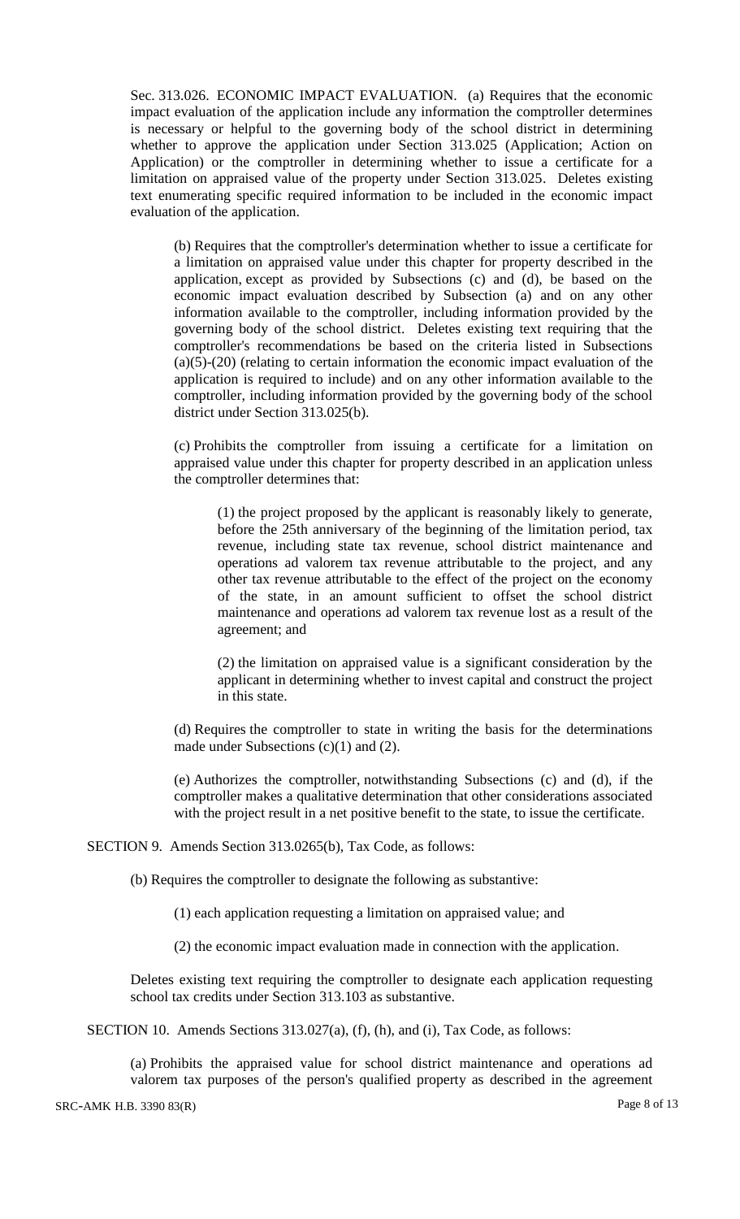Sec. 313.026. ECONOMIC IMPACT EVALUATION. (a) Requires that the economic impact evaluation of the application include any information the comptroller determines is necessary or helpful to the governing body of the school district in determining whether to approve the application under Section 313.025 (Application; Action on Application) or the comptroller in determining whether to issue a certificate for a limitation on appraised value of the property under Section 313.025. Deletes existing text enumerating specific required information to be included in the economic impact evaluation of the application.

(b) Requires that the comptroller's determination whether to issue a certificate for a limitation on appraised value under this chapter for property described in the application, except as provided by Subsections (c) and (d), be based on the economic impact evaluation described by Subsection (a) and on any other information available to the comptroller, including information provided by the governing body of the school district. Deletes existing text requiring that the comptroller's recommendations be based on the criteria listed in Subsections (a)(5)-(20) (relating to certain information the economic impact evaluation of the application is required to include) and on any other information available to the comptroller, including information provided by the governing body of the school district under Section 313.025(b).

(c) Prohibits the comptroller from issuing a certificate for a limitation on appraised value under this chapter for property described in an application unless the comptroller determines that:

(1) the project proposed by the applicant is reasonably likely to generate, before the 25th anniversary of the beginning of the limitation period, tax revenue, including state tax revenue, school district maintenance and operations ad valorem tax revenue attributable to the project, and any other tax revenue attributable to the effect of the project on the economy of the state, in an amount sufficient to offset the school district maintenance and operations ad valorem tax revenue lost as a result of the agreement; and

(2) the limitation on appraised value is a significant consideration by the applicant in determining whether to invest capital and construct the project in this state.

(d) Requires the comptroller to state in writing the basis for the determinations made under Subsections (c)(1) and (2).

(e) Authorizes the comptroller, notwithstanding Subsections (c) and (d), if the comptroller makes a qualitative determination that other considerations associated with the project result in a net positive benefit to the state, to issue the certificate.

SECTION 9. Amends Section 313.0265(b), Tax Code, as follows:

(b) Requires the comptroller to designate the following as substantive:

(1) each application requesting a limitation on appraised value; and

(2) the economic impact evaluation made in connection with the application.

Deletes existing text requiring the comptroller to designate each application requesting school tax credits under Section 313.103 as substantive.

SECTION 10. Amends Sections 313.027(a), (f), (h), and (i), Tax Code, as follows:

(a) Prohibits the appraised value for school district maintenance and operations ad valorem tax purposes of the person's qualified property as described in the agreement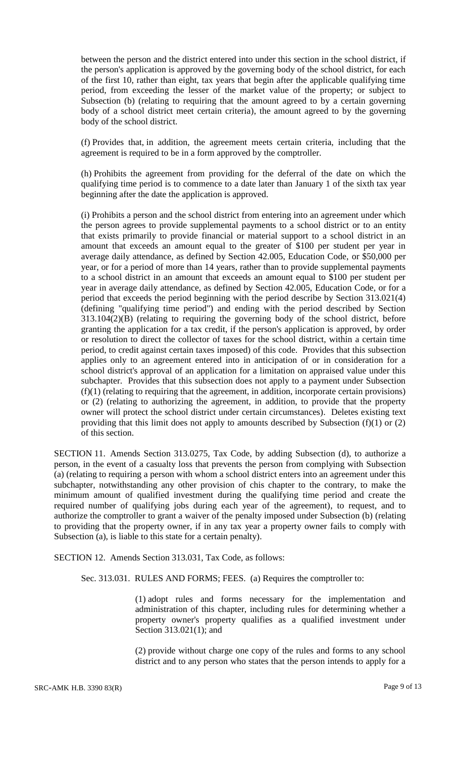between the person and the district entered into under this section in the school district, if the person's application is approved by the governing body of the school district, for each of the first 10, rather than eight, tax years that begin after the applicable qualifying time period, from exceeding the lesser of the market value of the property; or subject to Subsection (b) (relating to requiring that the amount agreed to by a certain governing body of a school district meet certain criteria), the amount agreed to by the governing body of the school district.

(f) Provides that, in addition, the agreement meets certain criteria, including that the agreement is required to be in a form approved by the comptroller.

(h) Prohibits the agreement from providing for the deferral of the date on which the qualifying time period is to commence to a date later than January 1 of the sixth tax year beginning after the date the application is approved.

(i) Prohibits a person and the school district from entering into an agreement under which the person agrees to provide supplemental payments to a school district or to an entity that exists primarily to provide financial or material support to a school district in an amount that exceeds an amount equal to the greater of $100 per student per year in average daily attendance, as defined by Section 42.005, Education Code, or $50,000 per year, or for a period of more than 14 years, rather than to provide supplemental payments to a school district in an amount that exceeds an amount equal to $100 per student per year in average daily attendance, as defined by Section 42.005, Education Code, or for a period that exceeds the period beginning with the period describe by Section 313.021(4) (defining "qualifying time period") and ending with the period described by Section 313.104(2)(B) (relating to requiring the governing body of the school district, before granting the application for a tax credit, if the person's application is approved, by order or resolution to direct the collector of taxes for the school district, within a certain time period, to credit against certain taxes imposed) of this code. Provides that this subsection applies only to an agreement entered into in anticipation of or in consideration for a school district's approval of an application for a limitation on appraised value under this subchapter. Provides that this subsection does not apply to a payment under Subsection (f)(1) (relating to requiring that the agreement, in addition, incorporate certain provisions) or (2) (relating to authorizing the agreement, in addition, to provide that the property owner will protect the school district under certain circumstances). Deletes existing text providing that this limit does not apply to amounts described by Subsection (f)(1) or (2) of this section.

SECTION 11. Amends Section 313.0275, Tax Code, by adding Subsection (d), to authorize a person, in the event of a casualty loss that prevents the person from complying with Subsection (a) (relating to requiring a person with whom a school district enters into an agreement under this subchapter, notwithstanding any other provision of chis chapter to the contrary, to make the minimum amount of qualified investment during the qualifying time period and create the required number of qualifying jobs during each year of the agreement), to request, and to authorize the comptroller to grant a waiver of the penalty imposed under Subsection (b) (relating to providing that the property owner, if in any tax year a property owner fails to comply with Subsection (a), is liable to this state for a certain penalty).

SECTION 12. Amends Section 313.031, Tax Code, as follows:

Sec. 313.031. RULES AND FORMS; FEES. (a) Requires the comptroller to:

(1) adopt rules and forms necessary for the implementation and administration of this chapter, including rules for determining whether a property owner's property qualifies as a qualified investment under Section 313.021(1); and

(2) provide without charge one copy of the rules and forms to any school district and to any person who states that the person intends to apply for a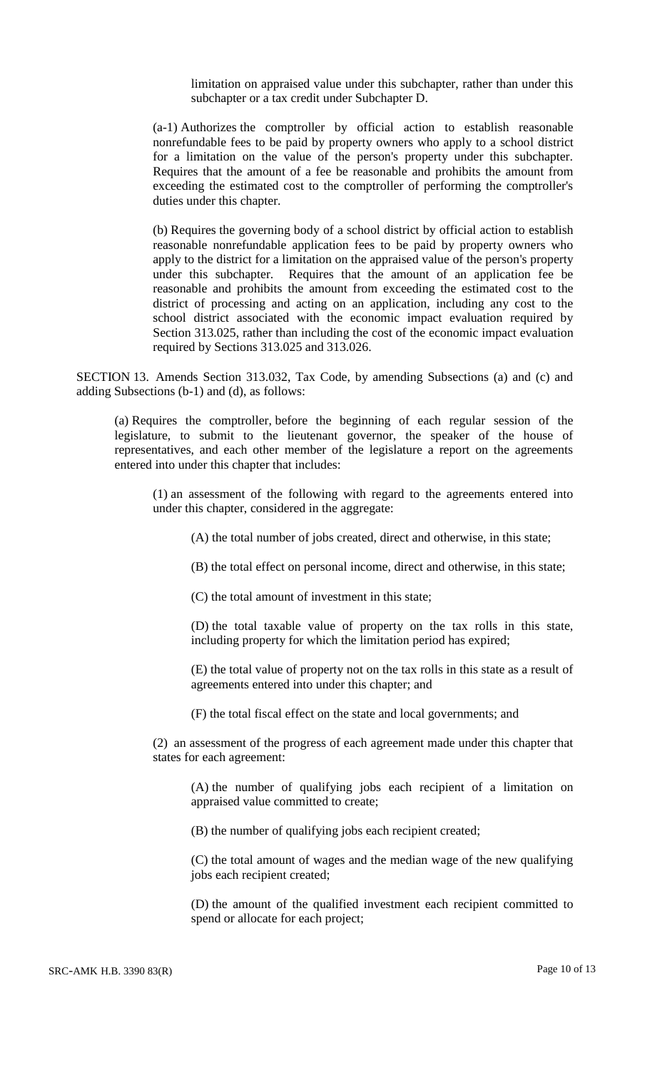limitation on appraised value under this subchapter, rather than under this subchapter or a tax credit under Subchapter D.

(a-1) Authorizes the comptroller by official action to establish reasonable nonrefundable fees to be paid by property owners who apply to a school district for a limitation on the value of the person's property under this subchapter. Requires that the amount of a fee be reasonable and prohibits the amount from exceeding the estimated cost to the comptroller of performing the comptroller's duties under this chapter.

(b) Requires the governing body of a school district by official action to establish reasonable nonrefundable application fees to be paid by property owners who apply to the district for a limitation on the appraised value of the person's property under this subchapter. Requires that the amount of an application fee be reasonable and prohibits the amount from exceeding the estimated cost to the district of processing and acting on an application, including any cost to the school district associated with the economic impact evaluation required by Section 313.025, rather than including the cost of the economic impact evaluation required by Sections 313.025 and 313.026.

SECTION 13. Amends Section 313.032, Tax Code, by amending Subsections (a) and (c) and adding Subsections (b-1) and (d), as follows:

(a) Requires the comptroller, before the beginning of each regular session of the legislature, to submit to the lieutenant governor, the speaker of the house of representatives, and each other member of the legislature a report on the agreements entered into under this chapter that includes:

(1) an assessment of the following with regard to the agreements entered into under this chapter, considered in the aggregate:

(A) the total number of jobs created, direct and otherwise, in this state;

(B) the total effect on personal income, direct and otherwise, in this state;

(C) the total amount of investment in this state;

(D) the total taxable value of property on the tax rolls in this state, including property for which the limitation period has expired;

(E) the total value of property not on the tax rolls in this state as a result of agreements entered into under this chapter; and

(F) the total fiscal effect on the state and local governments; and

(2) an assessment of the progress of each agreement made under this chapter that states for each agreement:

(A) the number of qualifying jobs each recipient of a limitation on appraised value committed to create;

(B) the number of qualifying jobs each recipient created;

(C) the total amount of wages and the median wage of the new qualifying jobs each recipient created;

(D) the amount of the qualified investment each recipient committed to spend or allocate for each project;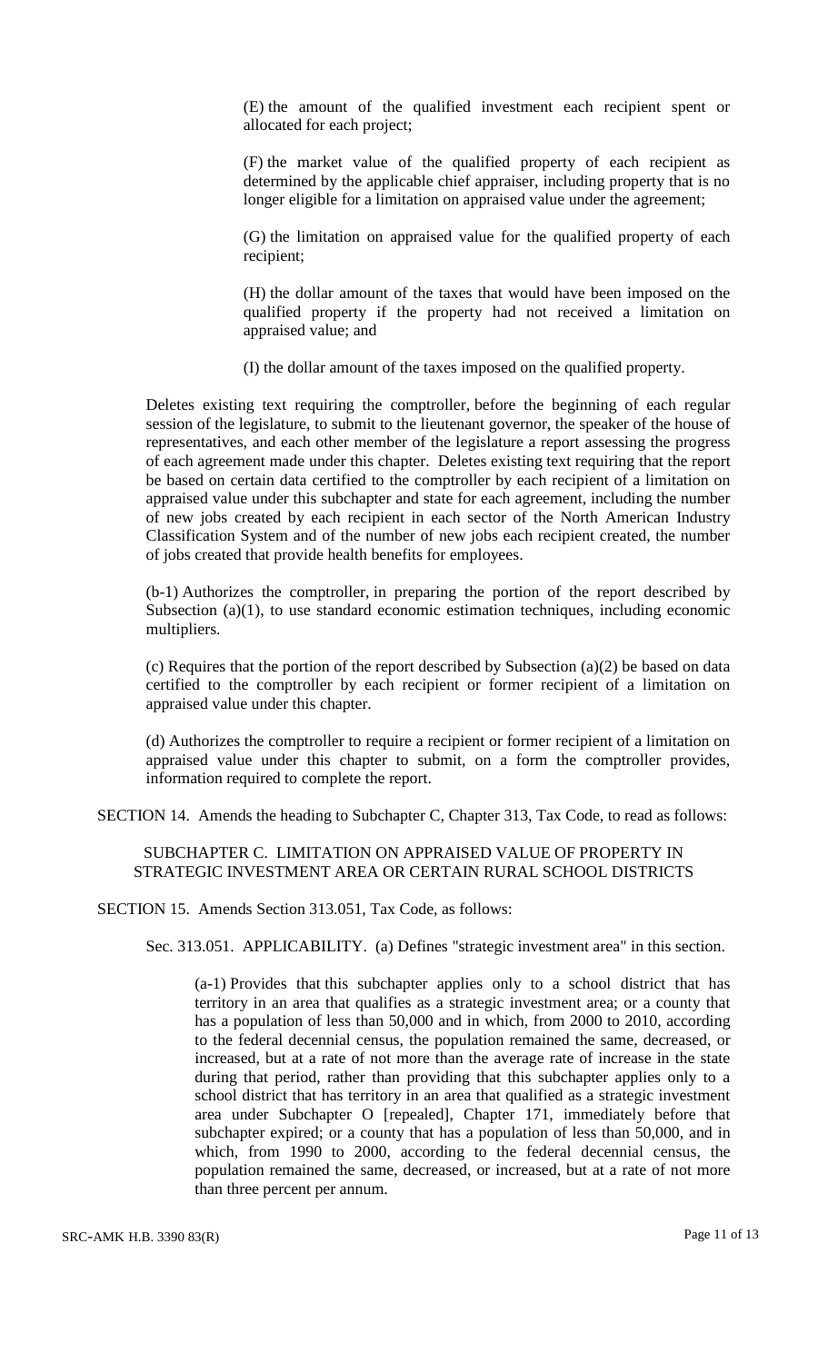(E) the amount of the qualified investment each recipient spent or allocated for each project;

(F) the market value of the qualified property of each recipient as determined by the applicable chief appraiser, including property that is no longer eligible for a limitation on appraised value under the agreement;

(G) the limitation on appraised value for the qualified property of each recipient;

(H) the dollar amount of the taxes that would have been imposed on the qualified property if the property had not received a limitation on appraised value; and

(I) the dollar amount of the taxes imposed on the qualified property.

Deletes existing text requiring the comptroller, before the beginning of each regular session of the legislature, to submit to the lieutenant governor, the speaker of the house of representatives, and each other member of the legislature a report assessing the progress of each agreement made under this chapter. Deletes existing text requiring that the report be based on certain data certified to the comptroller by each recipient of a limitation on appraised value under this subchapter and state for each agreement, including the number of new jobs created by each recipient in each sector of the North American Industry Classification System and of the number of new jobs each recipient created, the number of jobs created that provide health benefits for employees.

(b-1) Authorizes the comptroller, in preparing the portion of the report described by Subsection (a)(1), to use standard economic estimation techniques, including economic multipliers.

(c) Requires that the portion of the report described by Subsection (a)(2) be based on data certified to the comptroller by each recipient or former recipient of a limitation on appraised value under this chapter.

(d) Authorizes the comptroller to require a recipient or former recipient of a limitation on appraised value under this chapter to submit, on a form the comptroller provides, information required to complete the report.

SECTION 14. Amends the heading to Subchapter C, Chapter 313, Tax Code, to read as follows:

SUBCHAPTER C. LIMITATION ON APPRAISED VALUE OF PROPERTY IN STRATEGIC INVESTMENT AREA OR CERTAIN RURAL SCHOOL DISTRICTS

SECTION 15. Amends Section 313.051, Tax Code, as follows:

Sec. 313.051. APPLICABILITY. (a) Defines "strategic investment area" in this section.

(a-1) Provides that this subchapter applies only to a school district that has territory in an area that qualifies as a strategic investment area; or a county that has a population of less than 50,000 and in which, from 2000 to 2010, according to the federal decennial census, the population remained the same, decreased, or increased, but at a rate of not more than the average rate of increase in the state during that period, rather than providing that this subchapter applies only to a school district that has territory in an area that qualified as a strategic investment area under Subchapter O [repealed], Chapter 171, immediately before that subchapter expired; or a county that has a population of less than 50,000, and in which, from 1990 to 2000, according to the federal decennial census, the population remained the same, decreased, or increased, but at a rate of not more than three percent per annum.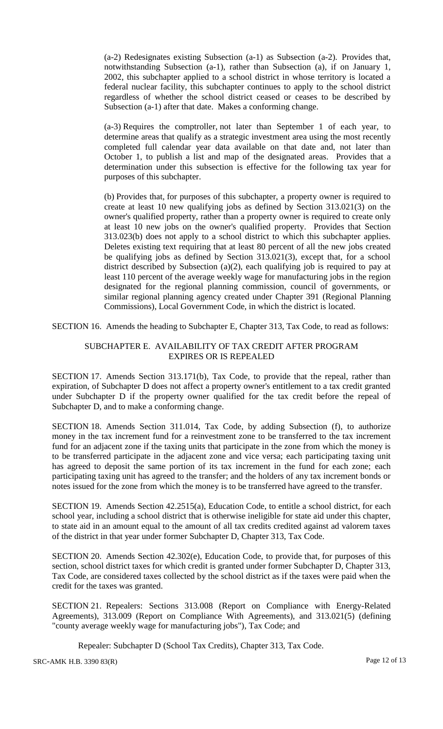(a-2) Redesignates existing Subsection (a-1) as Subsection (a-2). Provides that, notwithstanding Subsection (a-1), rather than Subsection (a), if on January 1, 2002, this subchapter applied to a school district in whose territory is located a federal nuclear facility, this subchapter continues to apply to the school district regardless of whether the school district ceased or ceases to be described by Subsection (a-1) after that date. Makes a conforming change.

(a-3) Requires the comptroller, not later than September 1 of each year, to determine areas that qualify as a strategic investment area using the most recently completed full calendar year data available on that date and, not later than October 1, to publish a list and map of the designated areas. Provides that a determination under this subsection is effective for the following tax year for purposes of this subchapter.

(b) Provides that, for purposes of this subchapter, a property owner is required to create at least 10 new qualifying jobs as defined by Section 313.021(3) on the owner's qualified property, rather than a property owner is required to create only at least 10 new jobs on the owner's qualified property. Provides that Section 313.023(b) does not apply to a school district to which this subchapter applies. Deletes existing text requiring that at least 80 percent of all the new jobs created be qualifying jobs as defined by Section 313.021(3), except that, for a school district described by Subsection (a)(2), each qualifying job is required to pay at least 110 percent of the average weekly wage for manufacturing jobs in the region designated for the regional planning commission, council of governments, or similar regional planning agency created under Chapter 391 (Regional Planning Commissions), Local Government Code, in which the district is located.

SECTION 16. Amends the heading to Subchapter E, Chapter 313, Tax Code, to read as follows:

SUBCHAPTER E. AVAILABILITY OF TAX CREDIT AFTER PROGRAM EXPIRES OR IS REPEALED

SECTION 17. Amends Section 313.171(b), Tax Code, to provide that the repeal, rather than expiration, of Subchapter D does not affect a property owner's entitlement to a tax credit granted under Subchapter D if the property owner qualified for the tax credit before the repeal of Subchapter D, and to make a conforming change.

SECTION 18. Amends Section 311.014, Tax Code, by adding Subsection (f), to authorize money in the tax increment fund for a reinvestment zone to be transferred to the tax increment fund for an adjacent zone if the taxing units that participate in the zone from which the money is to be transferred participate in the adjacent zone and vice versa; each participating taxing unit has agreed to deposit the same portion of its tax increment in the fund for each zone; each participating taxing unit has agreed to the transfer; and the holders of any tax increment bonds or notes issued for the zone from which the money is to be transferred have agreed to the transfer.

SECTION 19. Amends Section 42.2515(a), Education Code, to entitle a school district, for each school year, including a school district that is otherwise ineligible for state aid under this chapter, to state aid in an amount equal to the amount of all tax credits credited against ad valorem taxes of the district in that year under former Subchapter D, Chapter 313, Tax Code.

SECTION 20. Amends Section 42.302(e), Education Code, to provide that, for purposes of this section, school district taxes for which credit is granted under former Subchapter D, Chapter 313, Tax Code, are considered taxes collected by the school district as if the taxes were paid when the credit for the taxes was granted.

SECTION 21. Repealers: Sections 313.008 (Report on Compliance with Energy-Related Agreements), 313.009 (Report on Compliance With Agreements), and 313.021(5) (defining "county average weekly wage for manufacturing jobs"), Tax Code; and

Repealer: Subchapter D (School Tax Credits), Chapter 313, Tax Code.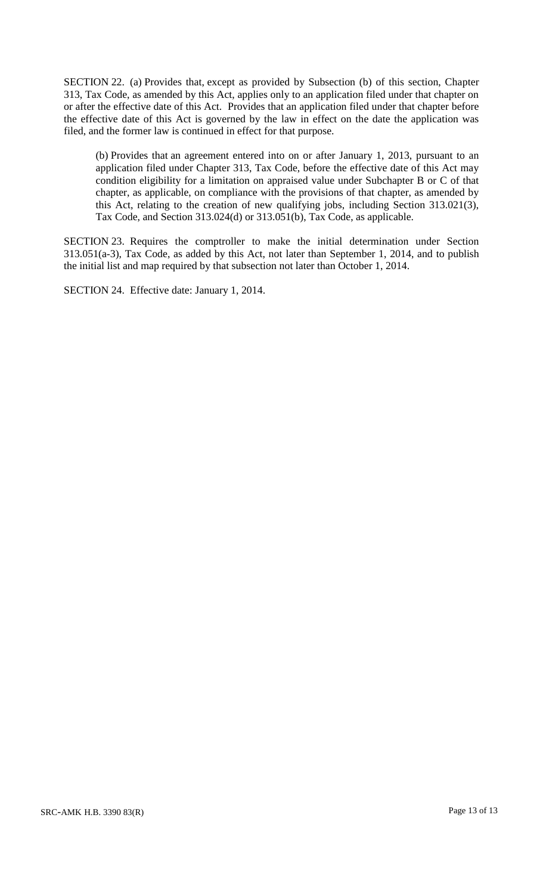SECTION 22. (a) Provides that, except as provided by Subsection (b) of this section, Chapter 313, Tax Code, as amended by this Act, applies only to an application filed under that chapter on or after the effective date of this Act. Provides that an application filed under that chapter before the effective date of this Act is governed by the law in effect on the date the application was filed, and the former law is continued in effect for that purpose.

(b) Provides that an agreement entered into on or after January 1, 2013, pursuant to an application filed under Chapter 313, Tax Code, before the effective date of this Act may condition eligibility for a limitation on appraised value under Subchapter B or C of that chapter, as applicable, on compliance with the provisions of that chapter, as amended by this Act, relating to the creation of new qualifying jobs, including Section 313.021(3), Tax Code, and Section 313.024(d) or 313.051(b), Tax Code, as applicable.

SECTION 23. Requires the comptroller to make the initial determination under Section 313.051(a-3), Tax Code, as added by this Act, not later than September 1, 2014, and to publish the initial list and map required by that subsection not later than October 1, 2014.

SECTION 24. Effective date: January 1, 2014.

SRC-AMK H.B. 3390 83(R)